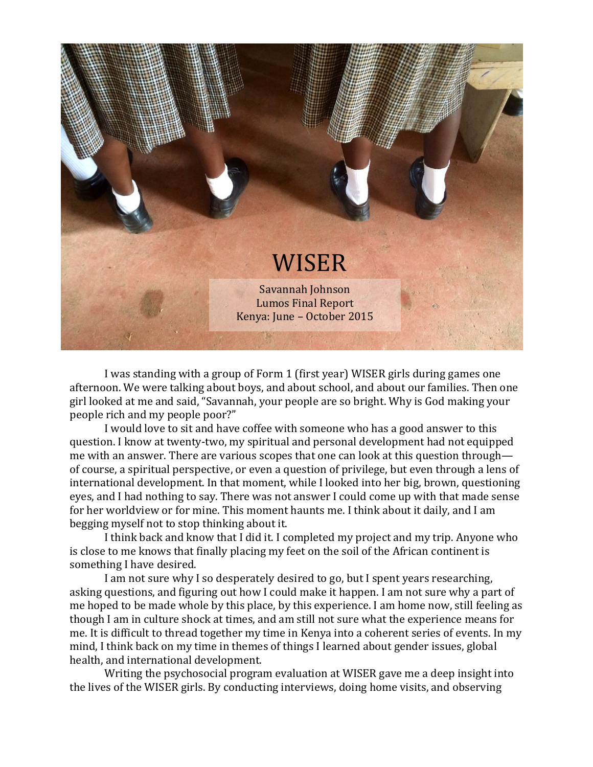# WISER

Savannah Johnson
Lumos Final Report
Kenya: June – October 2015

I was standing with a group of Form 1 (first year) WISER girls during games one afternoon. We were talking about boys, and about school, and about our families. Then one girl looked at me and said, "Savannah, your people are so bright. Why is God making your people rich and my people poor?"

I would love to sit and have coffee with someone who has a good answer to this question. I know at twenty-two, my spiritual and personal development had not equipped me with an answer. There are various scopes that one can look at this question through—of course, a spiritual perspective, or even a question of privilege, but even through a lens of international development. In that moment, while I looked into her big, brown, questioning eyes, and I had nothing to say. There was not answer I could come up with that made sense for her worldview or for mine. This moment haunts me. I think about it daily, and I am begging myself not to stop thinking about it.

I think back and know that I did it. I completed my project and my trip. Anyone who is close to me knows that finally placing my feet on the soil of the African continent is something I have desired.

I am not sure why I so desperately desired to go, but I spent years researching, asking questions, and figuring out how I could make it happen. I am not sure why a part of me hoped to be made whole by this place, by this experience. I am home now, still feeling as though I am in culture shock at times, and am still not sure what the experience means for me. It is difficult to thread together my time in Kenya into a coherent series of events. In my mind, I think back on my time in themes of things I learned about gender issues, global health, and international development.

Writing the psychosocial program evaluation at WISER gave me a deep insight into the lives of the WISER girls. By conducting interviews, doing home visits, and observing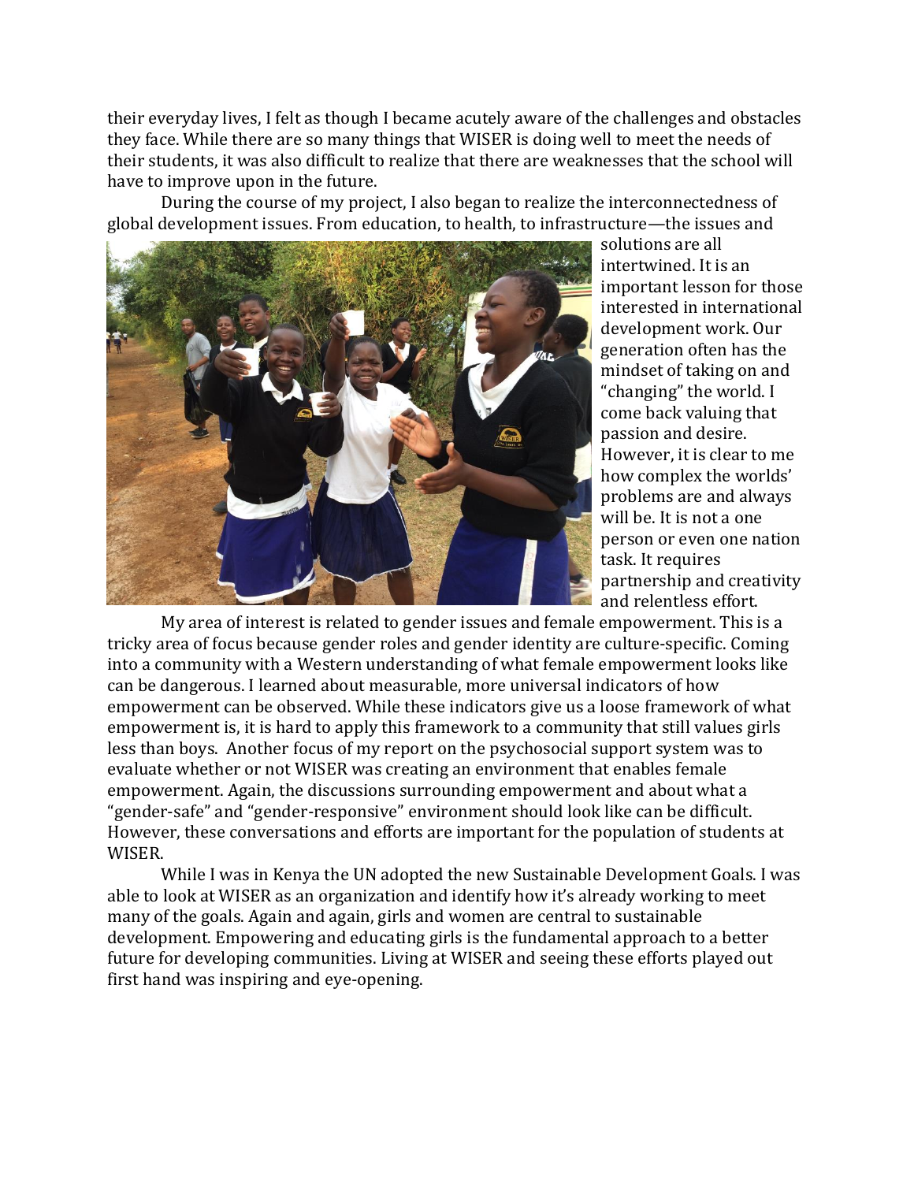their everyday lives, I felt as though I became acutely aware of the challenges and obstacles they face. While there are so many things that WISER is doing well to meet the needs of their students, it was also difficult to realize that there are weaknesses that the school will have to improve upon in the future.

During the course of my project, I also began to realize the interconnectedness of global development issues. From education, to health, to infrastructure—the issues and solutions are all intertwined. It is an important lesson for those interested in international development work. Our generation often has the mindset of taking on and "changing" the world. I come back valuing that passion and desire. However, it is clear to me how complex the worlds' problems are and always will be. It is not a one person or even one nation task. It requires partnership and creativity and relentless effort.

My area of interest is related to gender issues and female empowerment. This is a tricky area of focus because gender roles and gender identity are culture-specific. Coming into a community with a Western understanding of what female empowerment looks like can be dangerous. I learned about measurable, more universal indicators of how empowerment can be observed. While these indicators give us a loose framework of what empowerment is, it is hard to apply this framework to a community that still values girls less than boys. Another focus of my report on the psychosocial support system was to evaluate whether or not WISER was creating an environment that enables female empowerment. Again, the discussions surrounding empowerment and about what a "gender-safe" and "gender-responsive" environment should look like can be difficult. However, these conversations and efforts are important for the population of students at WISER.

While I was in Kenya the UN adopted the new Sustainable Development Goals. I was able to look at WISER as an organization and identify how it's already working to meet many of the goals. Again and again, girls and women are central to sustainable development. Empowering and educating girls is the fundamental approach to a better future for developing communities. Living at WISER and seeing these efforts played out first hand was inspiring and eye-opening.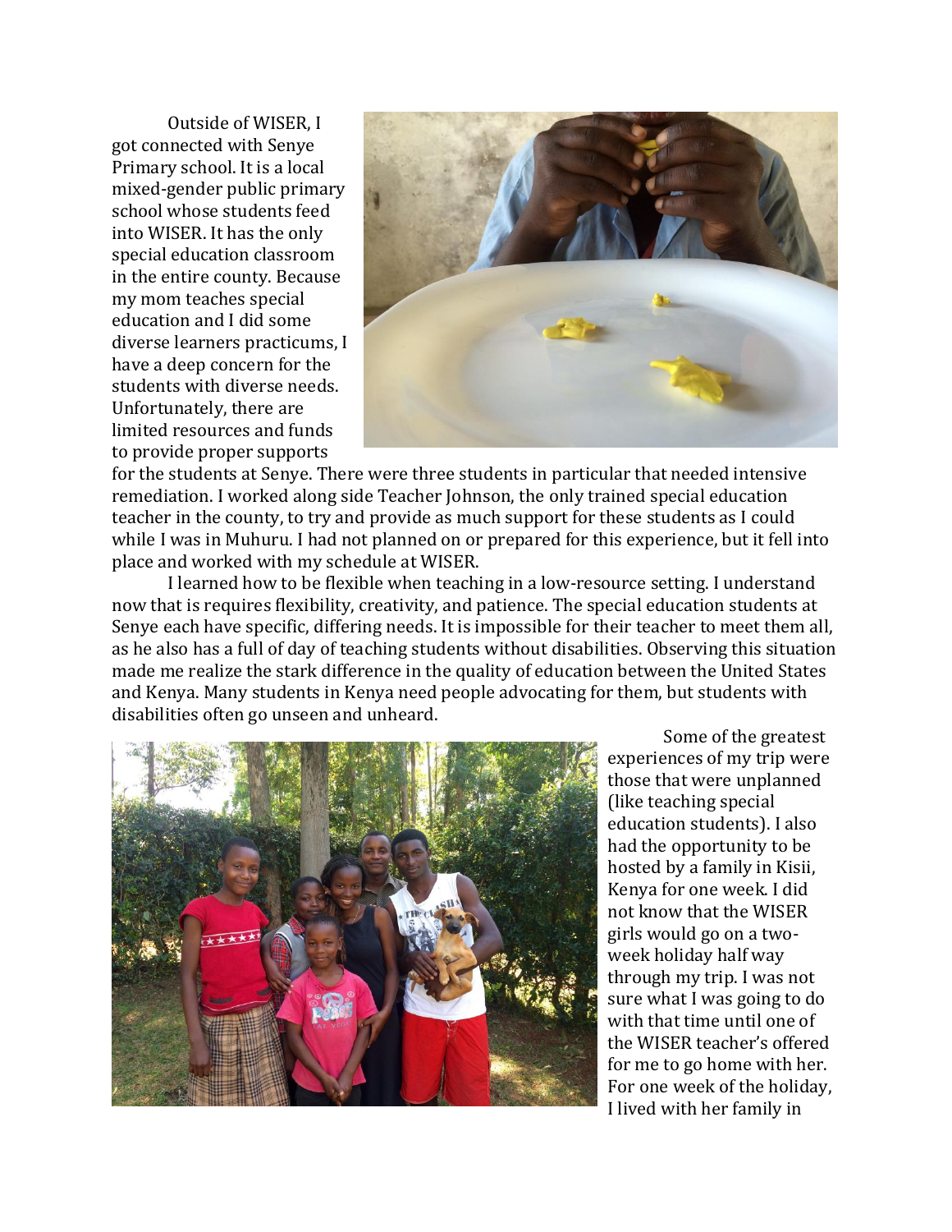Outside of WISER, I got connected with Senye Primary school. It is a local mixed-gender public primary school whose students feed into WISER. It has the only special education classroom in the entire county. Because my mom teaches special education and I did some diverse learners practicums, I have a deep concern for the students with diverse needs. Unfortunately, there are limited resources and funds to provide proper supports for the students at Senye. There were three students in particular that needed intensive remediation. I worked along side Teacher Johnson, the only trained special education teacher in the county, to try and provide as much support for these students as I could while I was in Muhuru. I had not planned on or prepared for this experience, but it fell into place and worked with my schedule at WISER.

I learned how to be flexible when teaching in a low-resource setting. I understand now that is requires flexibility, creativity, and patience. The special education students at Senye each have specific, differing needs. It is impossible for their teacher to meet them all, as he also has a full of day of teaching students without disabilities. Observing this situation made me realize the stark difference in the quality of education between the United States and Kenya. Many students in Kenya need people advocating for them, but students with disabilities often go unseen and unheard.

Some of the greatest experiences of my trip were those that were unplanned (like teaching special education students). I also had the opportunity to be hosted by a family in Kisii, Kenya for one week. I did not know that the WISER girls would go on a two-week holiday half way through my trip. I was not sure what I was going to do with that time until one of the WISER teacher's offered for me to go home with her. For one week of the holiday, I lived with her family in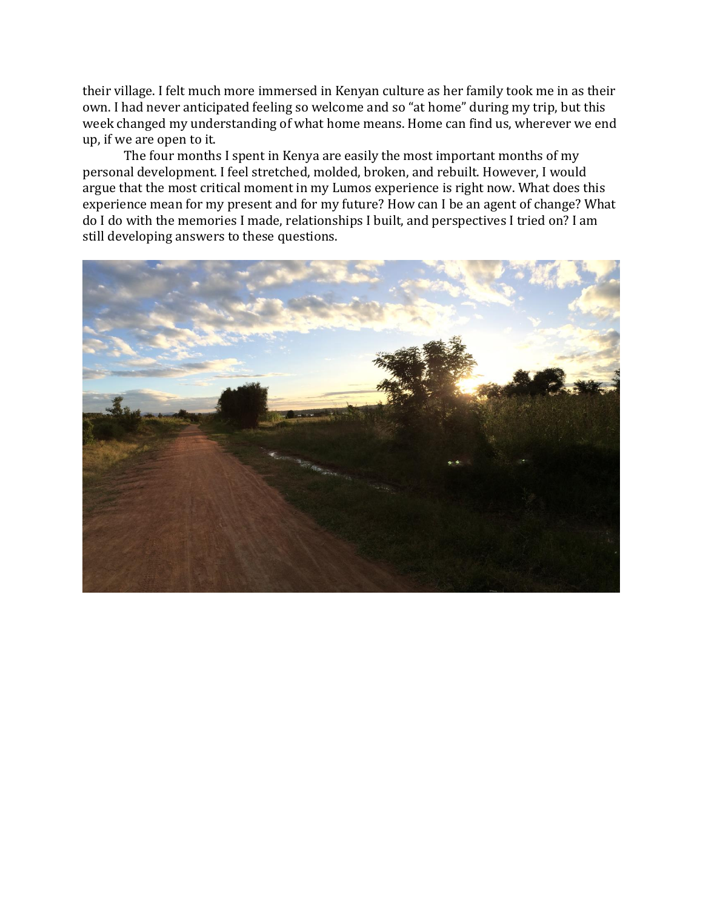their village. I felt much more immersed in Kenyan culture as her family took me in as their own. I had never anticipated feeling so welcome and so "at home" during my trip, but this week changed my understanding of what home means. Home can find us, wherever we end up, if we are open to it.

The four months I spent in Kenya are easily the most important months of my personal development. I feel stretched, molded, broken, and rebuilt. However, I would argue that the most critical moment in my Lumos experience is right now. What does this experience mean for my present and for my future? How can I be an agent of change? What do I do with the memories I made, relationships I built, and perspectives I tried on? I am still developing answers to these questions.